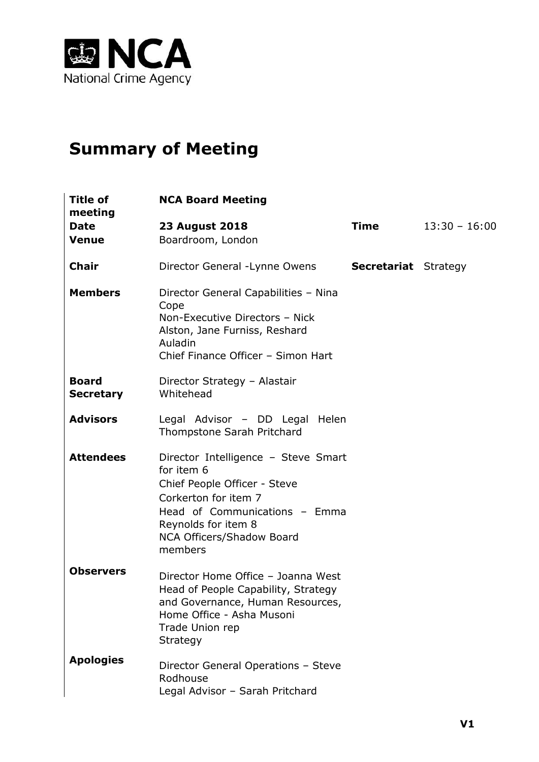NCA
National Crime Agency

# Summary of Meeting

| | | | |
|---|---|---|---|
| **Title of meeting** | **NCA Board Meeting** | | |
| **Date** | **23 August 2018** | **Time** | 13:30 – 16:00 |
| **Venue** | Boardroom, London | | |
| **Chair** | Director General -Lynne Owens | **Secretariat** | Strategy |
| **Members** | Director General Capabilities – Nina Cope<br>Non-Executive Directors – Nick Alston, Jane Furniss, Reshard Auladin<br>Chief Finance Officer – Simon Hart | | |
| **Board Secretary** | Director Strategy – Alastair Whitehead | | |
| **Advisors** | Legal Advisor – DD Legal Helen Thompstone Sarah Pritchard | | |
| **Attendees** | Director Intelligence – Steve Smart for item 6<br>Chief People Officer - Steve Corkerton for item 7<br>Head of Communications – Emma Reynolds for item 8<br>NCA Officers/Shadow Board members | | |
| **Observers** | Director Home Office – Joanna West<br>Head of People Capability, Strategy and Governance, Human Resources, Home Office - Asha Musoni<br>Trade Union rep<br>Strategy | | |
| **Apologies** | Director General Operations – Steve Rodhouse<br>Legal Advisor – Sarah Pritchard | | |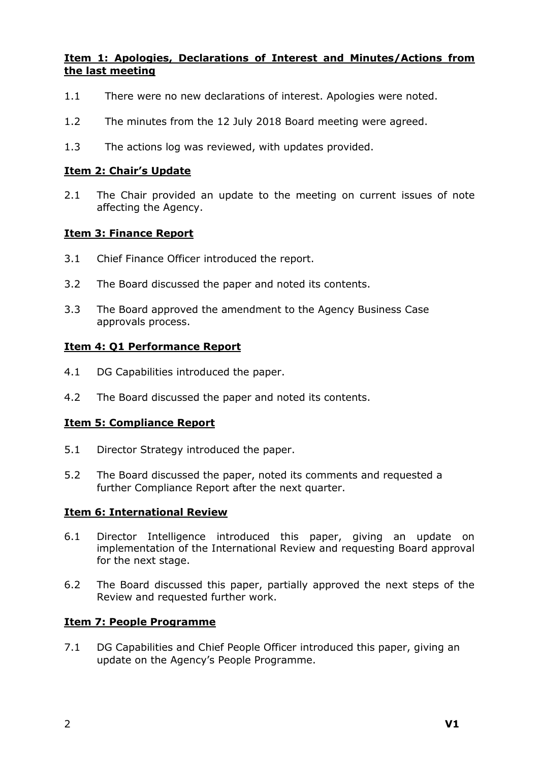**Item 1: Apologies, Declarations of Interest and Minutes/Actions from the last meeting**

1.1 There were no new declarations of interest. Apologies were noted.

1.2 The minutes from the 12 July 2018 Board meeting were agreed.

1.3 The actions log was reviewed, with updates provided.

**Item 2: Chair's Update**

2.1 The Chair provided an update to the meeting on current issues of note affecting the Agency.

**Item 3: Finance Report**

3.1 Chief Finance Officer introduced the report.

3.2 The Board discussed the paper and noted its contents.

3.3 The Board approved the amendment to the Agency Business Case approvals process.

**Item 4: Q1 Performance Report**

4.1 DG Capabilities introduced the paper.

4.2 The Board discussed the paper and noted its contents.

**Item 5: Compliance Report**

5.1 Director Strategy introduced the paper.

5.2 The Board discussed the paper, noted its comments and requested a further Compliance Report after the next quarter.

**Item 6: International Review**

6.1 Director Intelligence introduced this paper, giving an update on implementation of the International Review and requesting Board approval for the next stage.

6.2 The Board discussed this paper, partially approved the next steps of the Review and requested further work.

**Item 7: People Programme**

7.1 DG Capabilities and Chief People Officer introduced this paper, giving an update on the Agency's People Programme.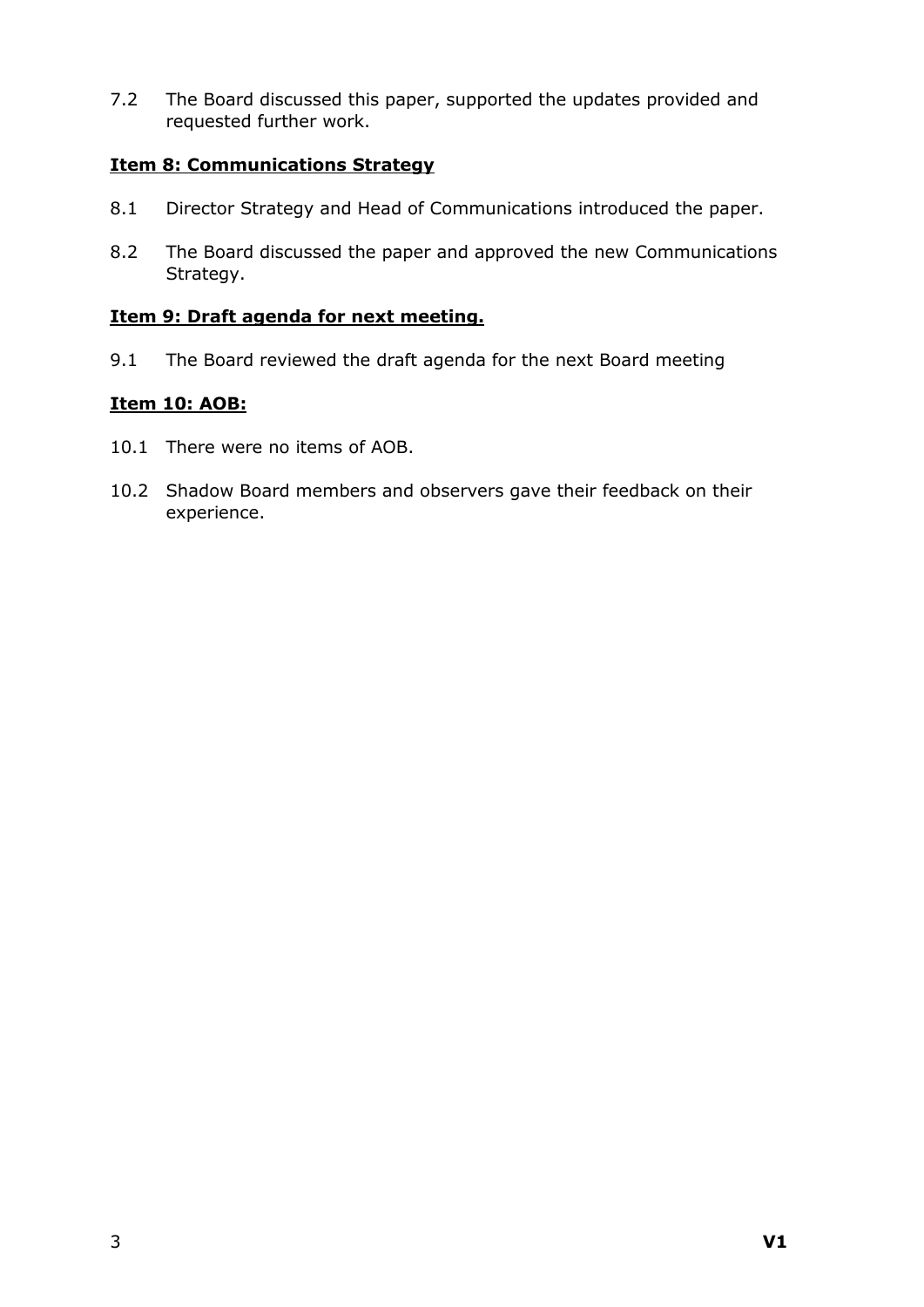7.2 The Board discussed this paper, supported the updates provided and requested further work.

**Item 8: Communications Strategy**

8.1 Director Strategy and Head of Communications introduced the paper.

8.2 The Board discussed the paper and approved the new Communications Strategy.

**Item 9: Draft agenda for next meeting.**

9.1 The Board reviewed the draft agenda for the next Board meeting

**Item 10: AOB:**

10.1 There were no items of AOB.

10.2 Shadow Board members and observers gave their feedback on their experience.